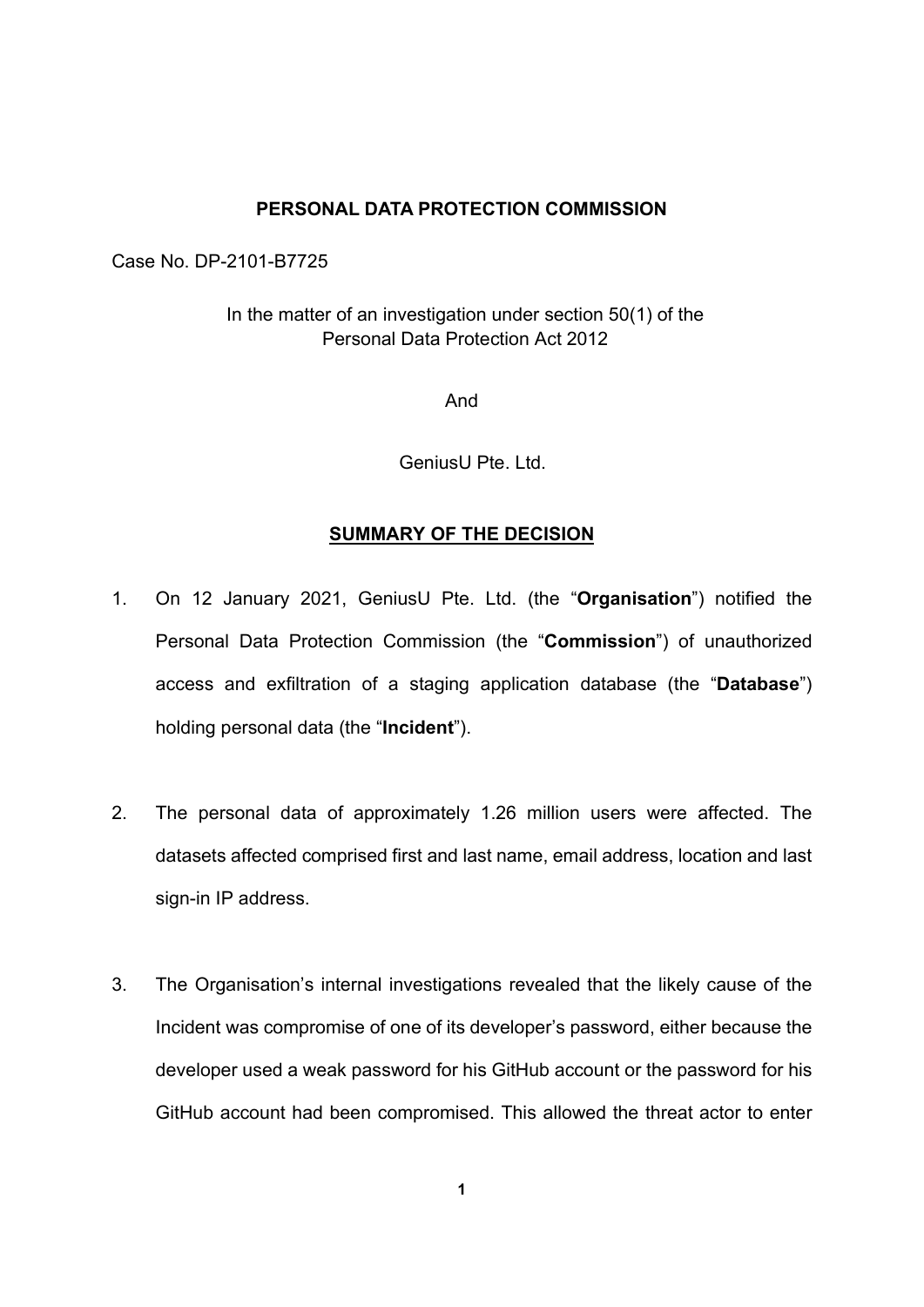**PERSONAL DATA PROTECTION COMMISSION**

Case No. DP-2101-B7725

In the matter of an investigation under section 50(1) of the Personal Data Protection Act 2012

And

GeniusU Pte. Ltd.

**SUMMARY OF THE DECISION**

1. On 12 January 2021, GeniusU Pte. Ltd. (the "**Organisation**") notified the Personal Data Protection Commission (the "**Commission**") of unauthorized access and exfiltration of a staging application database (the "**Database**") holding personal data (the "**Incident**").

2. The personal data of approximately 1.26 million users were affected. The datasets affected comprised first and last name, email address, location and last sign-in IP address.

3. The Organisation's internal investigations revealed that the likely cause of the Incident was compromise of one of its developer's password, either because the developer used a weak password for his GitHub account or the password for his GitHub account had been compromised. This allowed the threat actor to enter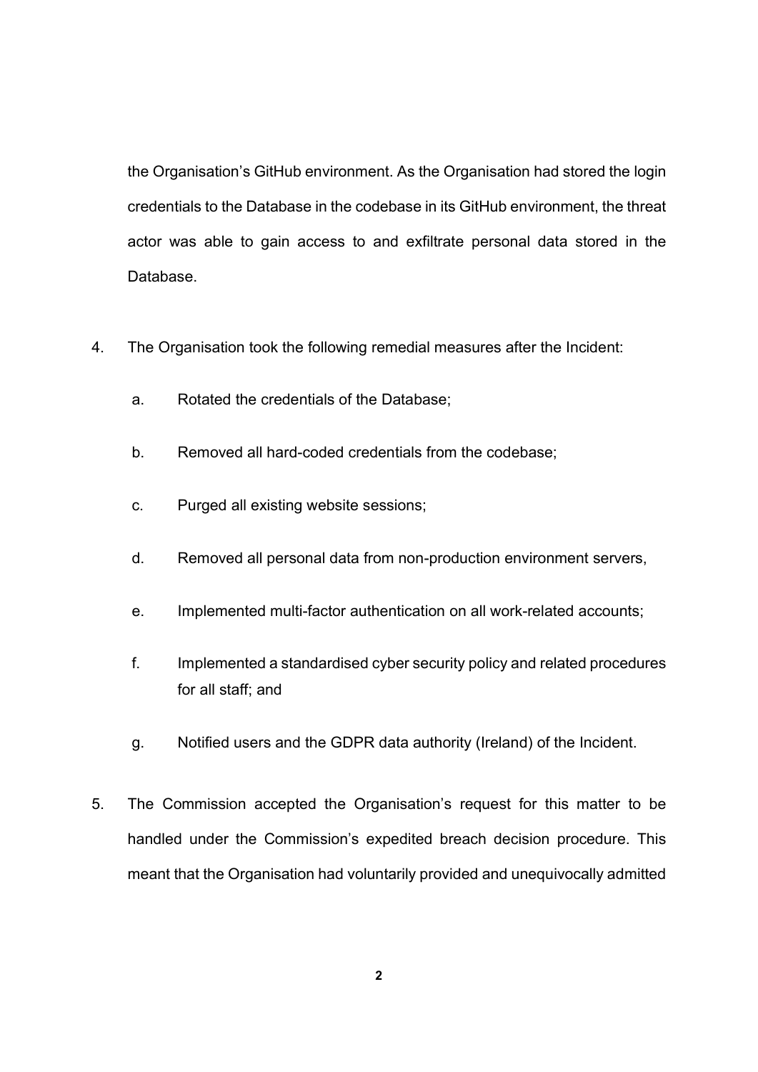the Organisation's GitHub environment. As the Organisation had stored the login credentials to the Database in the codebase in its GitHub environment, the threat actor was able to gain access to and exfiltrate personal data stored in the Database.

4. The Organisation took the following remedial measures after the Incident:

   a. Rotated the credentials of the Database;

   b. Removed all hard-coded credentials from the codebase;

   c. Purged all existing website sessions;

   d. Removed all personal data from non-production environment servers,

   e. Implemented multi-factor authentication on all work-related accounts;

   f. Implemented a standardised cyber security policy and related procedures for all staff; and

   g. Notified users and the GDPR data authority (Ireland) of the Incident.

5. The Commission accepted the Organisation's request for this matter to be handled under the Commission's expedited breach decision procedure. This meant that the Organisation had voluntarily provided and unequivocally admitted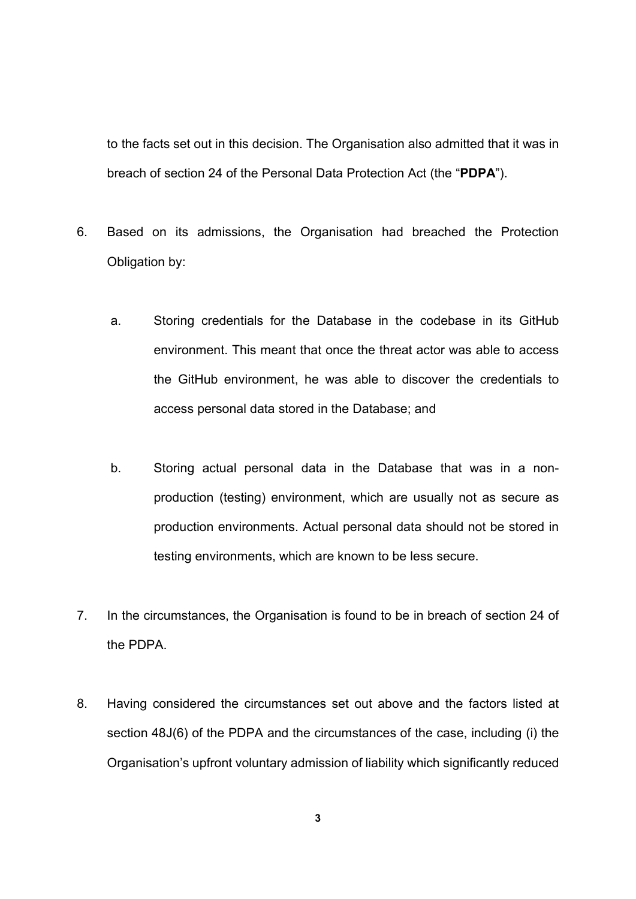to the facts set out in this decision. The Organisation also admitted that it was in breach of section 24 of the Personal Data Protection Act (the "**PDPA**").

6. Based on its admissions, the Organisation had breached the Protection Obligation by:

   a. Storing credentials for the Database in the codebase in its GitHub environment. This meant that once the threat actor was able to access the GitHub environment, he was able to discover the credentials to access personal data stored in the Database; and

   b. Storing actual personal data in the Database that was in a non-production (testing) environment, which are usually not as secure as production environments. Actual personal data should not be stored in testing environments, which are known to be less secure.

7. In the circumstances, the Organisation is found to be in breach of section 24 of the PDPA.

8. Having considered the circumstances set out above and the factors listed at section 48J(6) of the PDPA and the circumstances of the case, including (i) the Organisation's upfront voluntary admission of liability which significantly reduced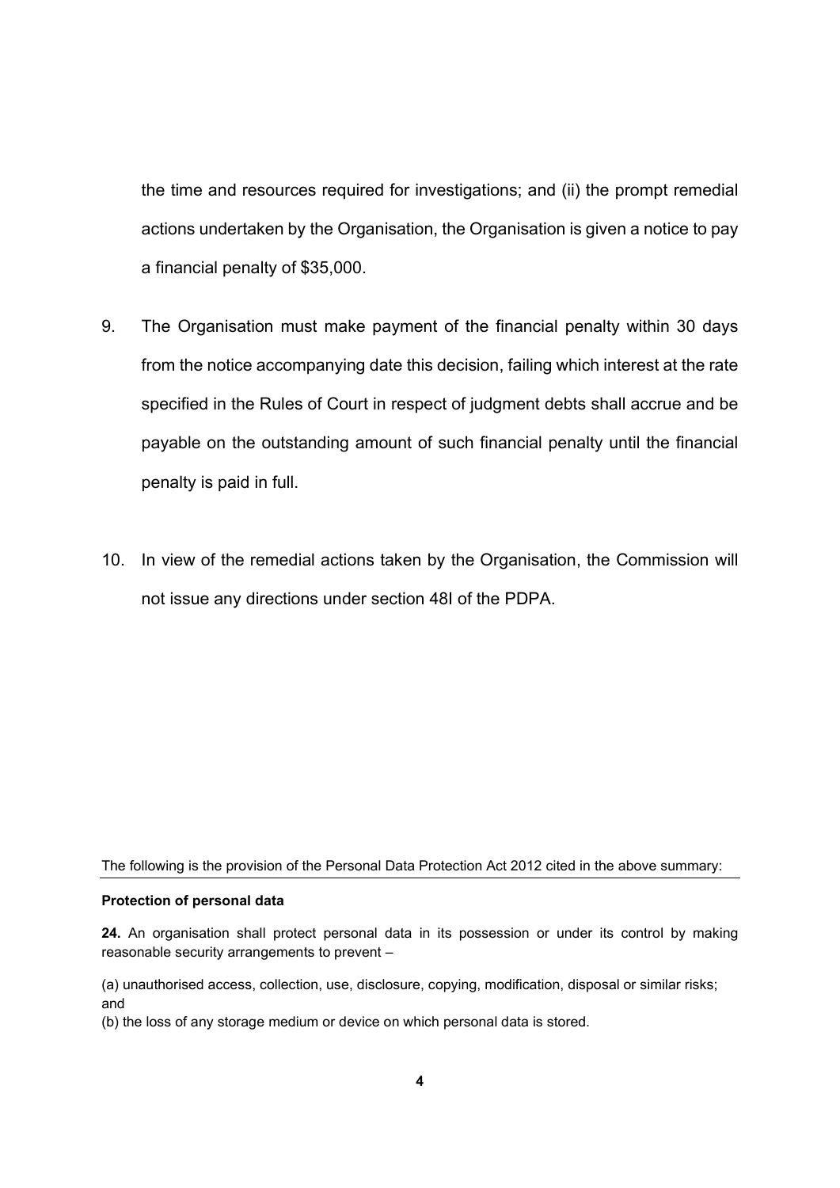the time and resources required for investigations; and (ii) the prompt remedial actions undertaken by the Organisation, the Organisation is given a notice to pay a financial penalty of $35,000.

9. The Organisation must make payment of the financial penalty within 30 days from the notice accompanying date this decision, failing which interest at the rate specified in the Rules of Court in respect of judgment debts shall accrue and be payable on the outstanding amount of such financial penalty until the financial penalty is paid in full.

10. In view of the remedial actions taken by the Organisation, the Commission will not issue any directions under section 48I of the PDPA.

---

The following is the provision of the Personal Data Protection Act 2012 cited in the above summary:

**Protection of personal data**

**24.** An organisation shall protect personal data in its possession or under its control by making reasonable security arrangements to prevent –

(a) unauthorised access, collection, use, disclosure, copying, modification, disposal or similar risks; and

(b) the loss of any storage medium or device on which personal data is stored.